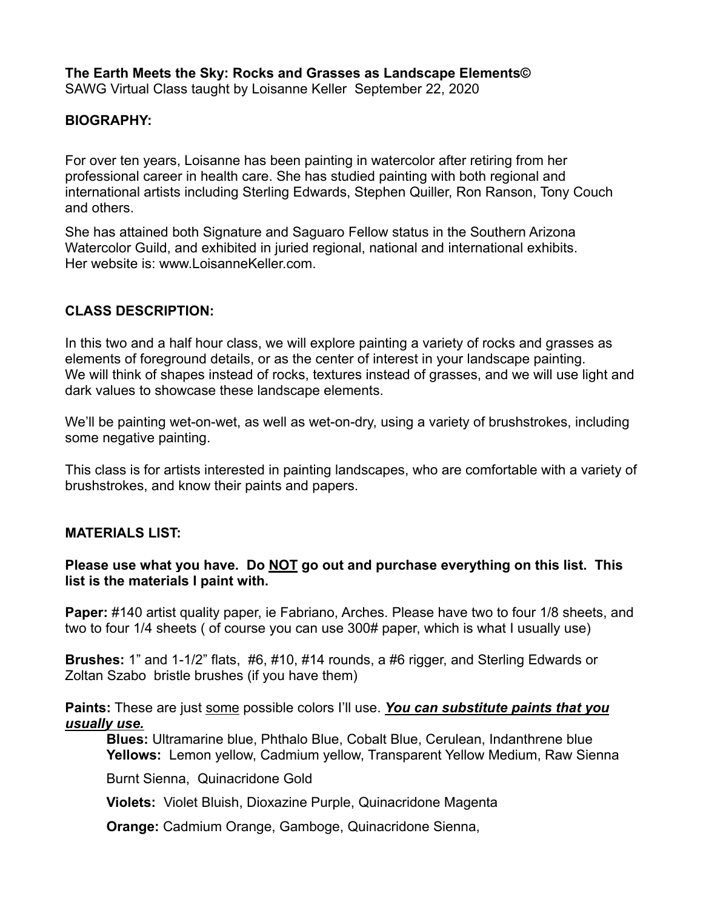**The Earth Meets the Sky: Rocks and Grasses as Landscape Elements©**
SAWG Virtual Class taught by Loisanne Keller September 22, 2020

## BIOGRAPHY:

For over ten years, Loisanne has been painting in watercolor after retiring from her professional career in health care. She has studied painting with both regional and international artists including Sterling Edwards, Stephen Quiller, Ron Ranson, Tony Couch and others.

She has attained both Signature and Saguaro Fellow status in the Southern Arizona Watercolor Guild, and exhibited in juried regional, national and international exhibits. Her website is: www.LoisanneKeller.com.

## CLASS DESCRIPTION:

In this two and a half hour class, we will explore painting a variety of rocks and grasses as elements of foreground details, or as the center of interest in your landscape painting. We will think of shapes instead of rocks, textures instead of grasses, and we will use light and dark values to showcase these landscape elements.

We'll be painting wet-on-wet, as well as wet-on-dry, using a variety of brushstrokes, including some negative painting.

This class is for artists interested in painting landscapes, who are comfortable with a variety of brushstrokes, and know their paints and papers.

## MATERIALS LIST:

**Please use what you have. Do <u>NOT</u> go out and purchase everything on this list. This list is the materials I paint with.**

**Paper:** #140 artist quality paper, ie Fabriano, Arches. Please have two to four 1/8 sheets, and two to four 1/4 sheets ( of course you can use 300# paper, which is what I usually use)

**Brushes:** 1" and 1-1/2" flats, #6, #10, #14 rounds, a #6 rigger, and Sterling Edwards or Zoltan Szabo bristle brushes (if you have them)

**Paints:** These are just <u>some</u> possible colors I'll use. ***<u>You can substitute paints that you usually use.</u>***

- **Blues:** Ultramarine blue, Phthalo Blue, Cobalt Blue, Cerulean, Indanthrene blue
- **Yellows:** Lemon yellow, Cadmium yellow, Transparent Yellow Medium, Raw Sienna
- Burnt Sienna, Quinacridone Gold
- **Violets:** Violet Bluish, Dioxazine Purple, Quinacridone Magenta
- **Orange:** Cadmium Orange, Gamboge, Quinacridone Sienna,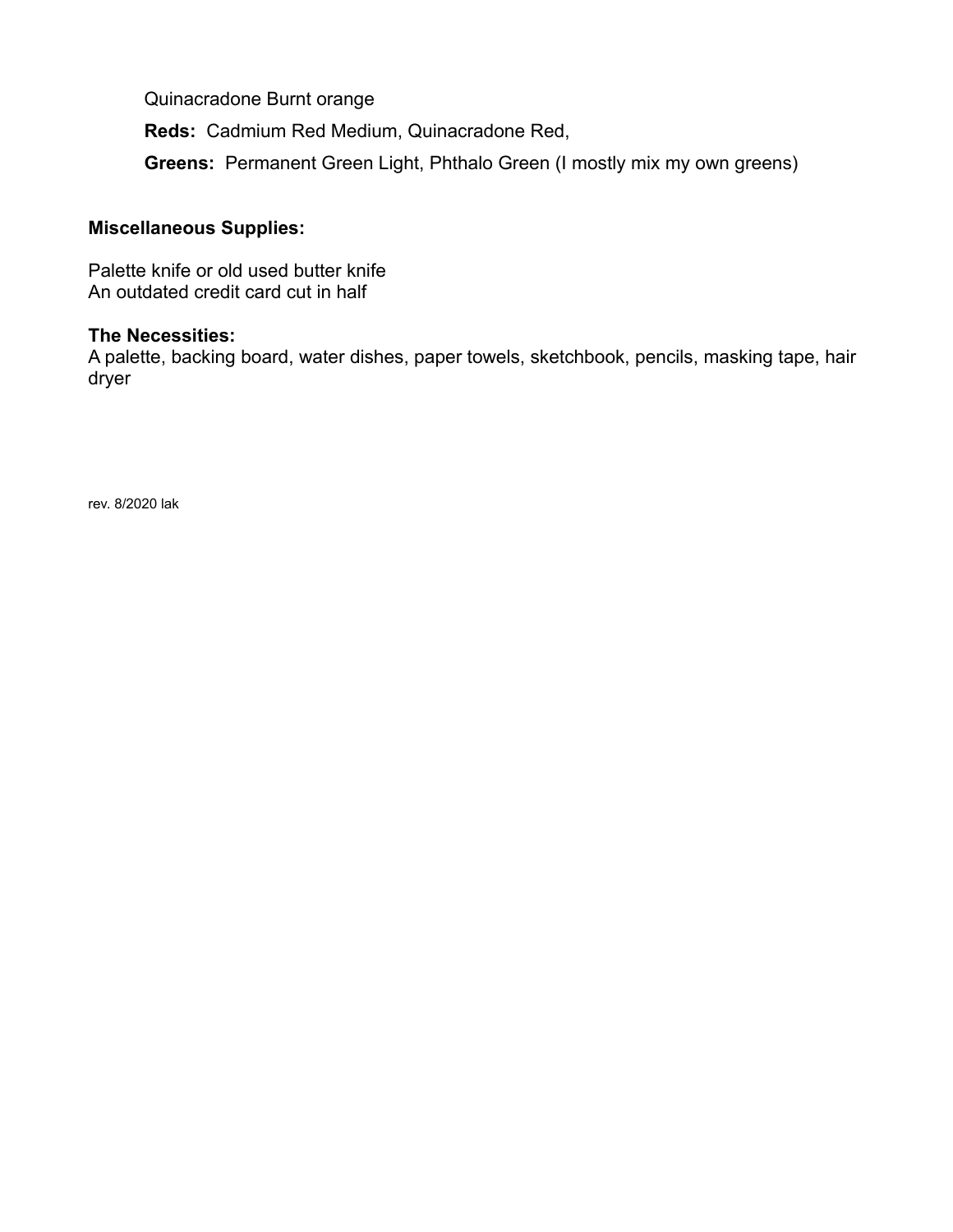Quinacradone Burnt orange

**Reds:** Cadmium Red Medium, Quinacradone Red,

**Greens:** Permanent Green Light, Phthalo Green (I mostly mix my own greens)

**Miscellaneous Supplies:**

Palette knife or old used butter knife
An outdated credit card cut in half

**The Necessities:**
A palette, backing board, water dishes, paper towels, sketchbook, pencils, masking tape, hair dryer

rev. 8/2020 lak